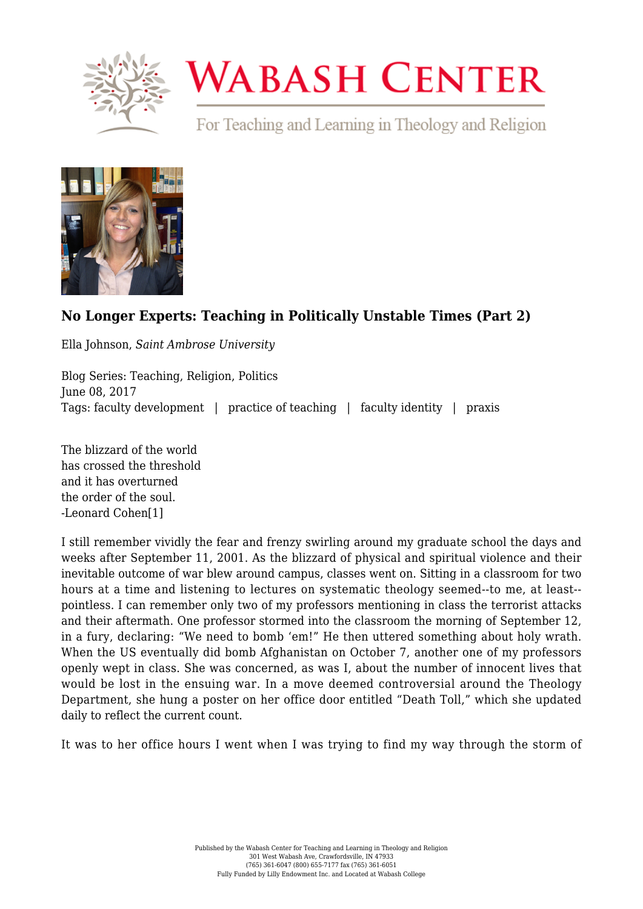# WABASH CENTER

For Teaching and Learning in Theology and Religion

## No Longer Experts: Teaching in Politically Unstable Times (Part 2)

Ella Johnson, *Saint Ambrose University*

Blog Series: Teaching, Religion, Politics
June 08, 2017
Tags: faculty development | practice of teaching | faculty identity | praxis

The blizzard of the world
has crossed the threshold
and it has overturned
the order of the soul.
-Leonard Cohen[1]

I still remember vividly the fear and frenzy swirling around my graduate school the days and weeks after September 11, 2001. As the blizzard of physical and spiritual violence and their inevitable outcome of war blew around campus, classes went on. Sitting in a classroom for two hours at a time and listening to lectures on systematic theology seemed--to me, at least--pointless. I can remember only two of my professors mentioning in class the terrorist attacks and their aftermath. One professor stormed into the classroom the morning of September 12, in a fury, declaring: "We need to bomb 'em!" He then uttered something about holy wrath. When the US eventually did bomb Afghanistan on October 7, another one of my professors openly wept in class. She was concerned, as was I, about the number of innocent lives that would be lost in the ensuing war. In a move deemed controversial around the Theology Department, she hung a poster on her office door entitled "Death Toll," which she updated daily to reflect the current count.

It was to her office hours I went when I was trying to find my way through the storm of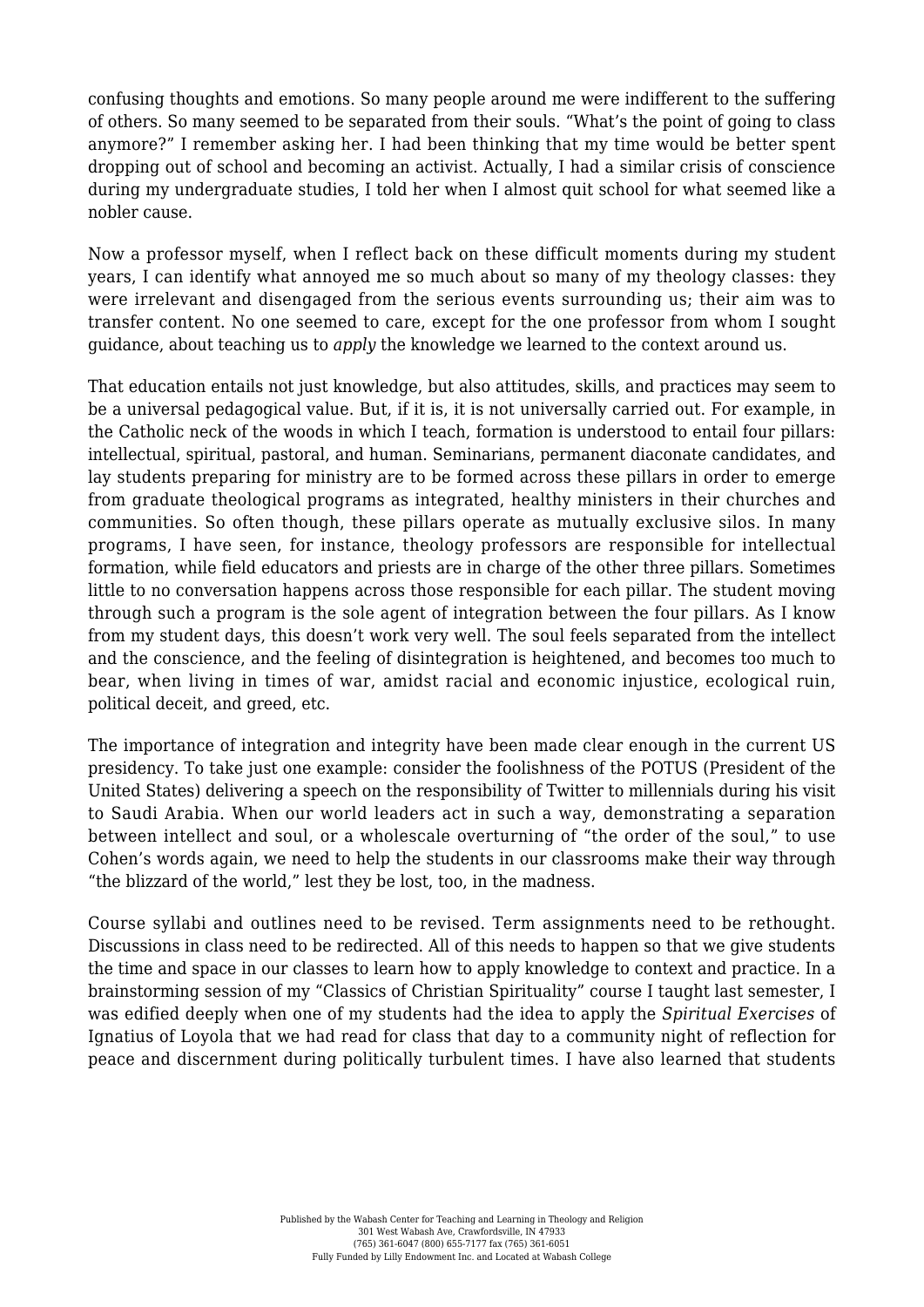confusing thoughts and emotions. So many people around me were indifferent to the suffering of others. So many seemed to be separated from their souls. "What's the point of going to class anymore?" I remember asking her. I had been thinking that my time would be better spent dropping out of school and becoming an activist. Actually, I had a similar crisis of conscience during my undergraduate studies, I told her when I almost quit school for what seemed like a nobler cause.

Now a professor myself, when I reflect back on these difficult moments during my student years, I can identify what annoyed me so much about so many of my theology classes: they were irrelevant and disengaged from the serious events surrounding us; their aim was to transfer content. No one seemed to care, except for the one professor from whom I sought guidance, about teaching us to *apply* the knowledge we learned to the context around us.

That education entails not just knowledge, but also attitudes, skills, and practices may seem to be a universal pedagogical value. But, if it is, it is not universally carried out. For example, in the Catholic neck of the woods in which I teach, formation is understood to entail four pillars: intellectual, spiritual, pastoral, and human. Seminarians, permanent diaconate candidates, and lay students preparing for ministry are to be formed across these pillars in order to emerge from graduate theological programs as integrated, healthy ministers in their churches and communities. So often though, these pillars operate as mutually exclusive silos. In many programs, I have seen, for instance, theology professors are responsible for intellectual formation, while field educators and priests are in charge of the other three pillars. Sometimes little to no conversation happens across those responsible for each pillar. The student moving through such a program is the sole agent of integration between the four pillars. As I know from my student days, this doesn't work very well. The soul feels separated from the intellect and the conscience, and the feeling of disintegration is heightened, and becomes too much to bear, when living in times of war, amidst racial and economic injustice, ecological ruin, political deceit, and greed, etc.

The importance of integration and integrity have been made clear enough in the current US presidency. To take just one example: consider the foolishness of the POTUS (President of the United States) delivering a speech on the responsibility of Twitter to millennials during his visit to Saudi Arabia. When our world leaders act in such a way, demonstrating a separation between intellect and soul, or a wholescale overturning of "the order of the soul," to use Cohen's words again, we need to help the students in our classrooms make their way through "the blizzard of the world," lest they be lost, too, in the madness.

Course syllabi and outlines need to be revised. Term assignments need to be rethought. Discussions in class need to be redirected. All of this needs to happen so that we give students the time and space in our classes to learn how to apply knowledge to context and practice. In a brainstorming session of my "Classics of Christian Spirituality" course I taught last semester, I was edified deeply when one of my students had the idea to apply the *Spiritual Exercises* of Ignatius of Loyola that we had read for class that day to a community night of reflection for peace and discernment during politically turbulent times. I have also learned that students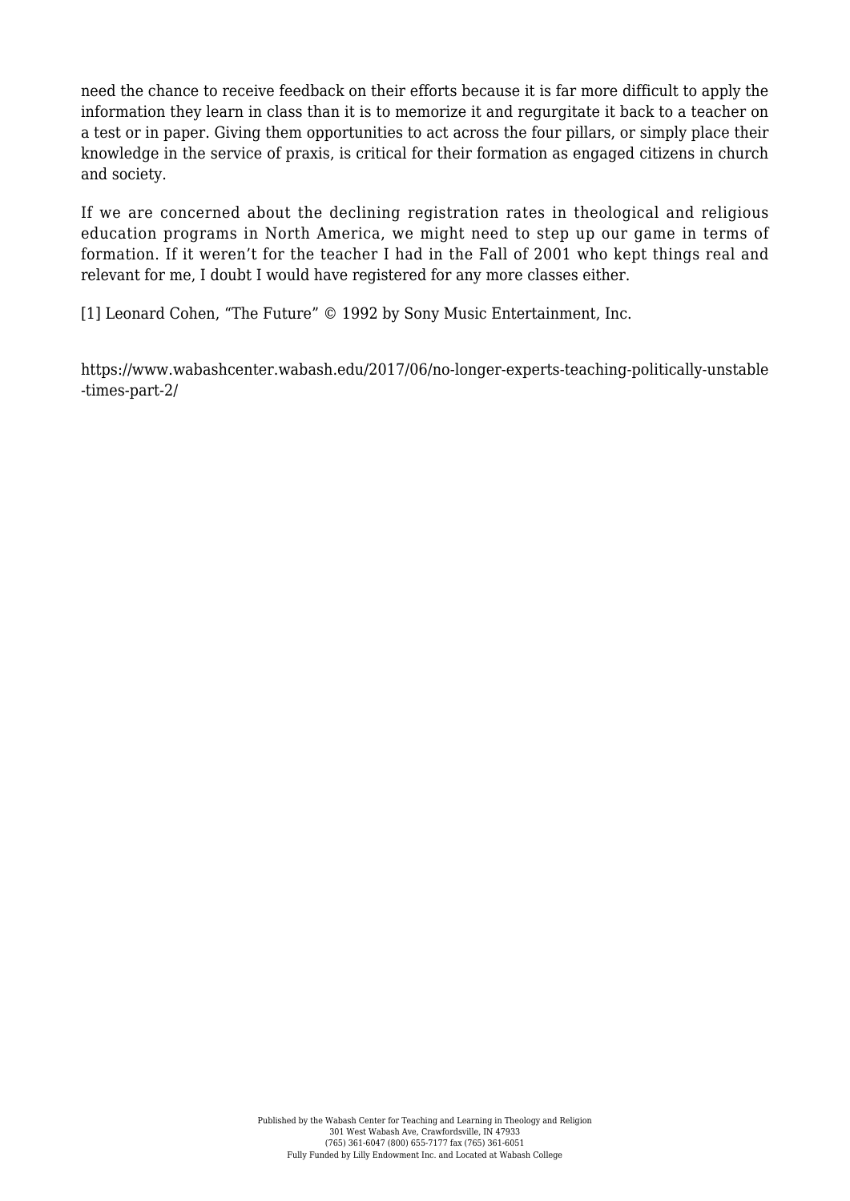need the chance to receive feedback on their efforts because it is far more difficult to apply the information they learn in class than it is to memorize it and regurgitate it back to a teacher on a test or in paper. Giving them opportunities to act across the four pillars, or simply place their knowledge in the service of praxis, is critical for their formation as engaged citizens in church and society.

If we are concerned about the declining registration rates in theological and religious education programs in North America, we might need to step up our game in terms of formation. If it weren't for the teacher I had in the Fall of 2001 who kept things real and relevant for me, I doubt I would have registered for any more classes either.

[1] Leonard Cohen, "The Future" © 1992 by Sony Music Entertainment, Inc.

https://www.wabashcenter.wabash.edu/2017/06/no-longer-experts-teaching-politically-unstable-times-part-2/